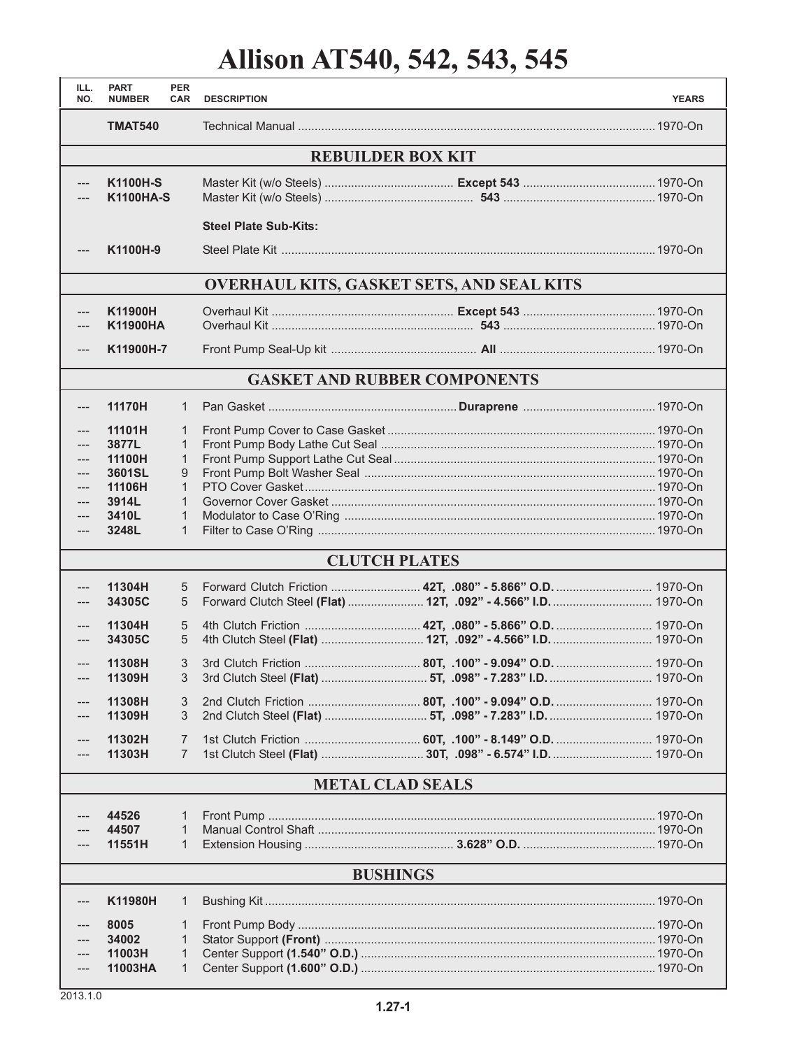# Allison AT540, 542, 543, 545

| ILL. NO. | PART NUMBER | PER CAR | DESCRIPTION | YEARS |
|---|---|---|---|---|
| | **TMAT540** | | Technical Manual | 1970-On |
| | | | **REBUILDER BOX KIT** | |
| --- | **K1100H-S** | | Master Kit (w/o Steels) **Except 543** | 1970-On |
| --- | **K1100HA-S** | | Master Kit (w/o Steels) **543** | 1970-On |
| | | | **Steel Plate Sub-Kits:** | |
| --- | **K1100H-9** | | Steel Plate Kit | 1970-On |
| | | | **OVERHAUL KITS, GASKET SETS, AND SEAL KITS** | |
| --- | **K11900H** | | Overhaul Kit **Except 543** | 1970-On |
| --- | **K11900HA** | | Overhaul Kit **543** | 1970-On |
| --- | **K11900H-7** | | Front Pump Seal-Up kit **All** | 1970-On |
| | | | **GASKET AND RUBBER COMPONENTS** | |
| --- | **11170H** | 1 | Pan Gasket **Duraprene** | 1970-On |
| --- | **11101H** | 1 | Front Pump Cover to Case Gasket | 1970-On |
| --- | **3877L** | 1 | Front Pump Body Lathe Cut Seal | 1970-On |
| --- | **11100H** | 1 | Front Pump Support Lathe Cut Seal | 1970-On |
| --- | **3601SL** | 9 | Front Pump Bolt Washer Seal | 1970-On |
| --- | **11106H** | 1 | PTO Cover Gasket | 1970-On |
| --- | **3914L** | 1 | Governor Cover Gasket | 1970-On |
| --- | **3410L** | 1 | Modulator to Case O'Ring | 1970-On |
| --- | **3248L** | 1 | Filter to Case O'Ring | 1970-On |
| | | | **CLUTCH PLATES** | |
| --- | **11304H** | 5 | Forward Clutch Friction **42T, .080" - 5.866" O.D.** | 1970-On |
| --- | **34305C** | 5 | Forward Clutch Steel **(Flat)** **12T, .092" - 4.566" I.D.** | 1970-On |
| --- | **11304H** | 5 | 4th Clutch Friction **42T, .080" - 5.866" O.D.** | 1970-On |
| --- | **34305C** | 5 | 4th Clutch Steel **(Flat)** **12T, .092" - 4.566" I.D.** | 1970-On |
| --- | **11308H** | 3 | 3rd Clutch Friction **80T, .100" - 9.094" O.D.** | 1970-On |
| --- | **11309H** | 3 | 3rd Clutch Steel **(Flat)** **5T, .098" - 7.283" I.D.** | 1970-On |
| --- | **11308H** | 3 | 2nd Clutch Friction **80T, .100" - 9.094" O.D.** | 1970-On |
| --- | **11309H** | 3 | 2nd Clutch Steel **(Flat)** **5T, .098" - 7.283" I.D.** | 1970-On |
| --- | **11302H** | 7 | 1st Clutch Friction **60T, .100" - 8.149" O.D.** | 1970-On |
| --- | **11303H** | 7 | 1st Clutch Steel **(Flat)** **30T, .098" - 6.574" I.D.** | 1970-On |
| | | | **METAL CLAD SEALS** | |
| --- | **44526** | 1 | Front Pump | 1970-On |
| --- | **44507** | 1 | Manual Control Shaft | 1970-On |
| --- | **11551H** | 1 | Extension Housing **3.628" O.D.** | 1970-On |
| | | | **BUSHINGS** | |
| --- | **K11980H** | 1 | Bushing Kit | 1970-On |
| --- | **8005** | 1 | Front Pump Body | 1970-On |
| --- | **34002** | 1 | Stator Support **(Front)** | 1970-On |
| --- | **11003H** | 1 | Center Support **(1.540" O.D.)** | 1970-On |
| --- | **11003HA** | 1 | Center Support **(1.600" O.D.)** | 1970-On |

2013.1.0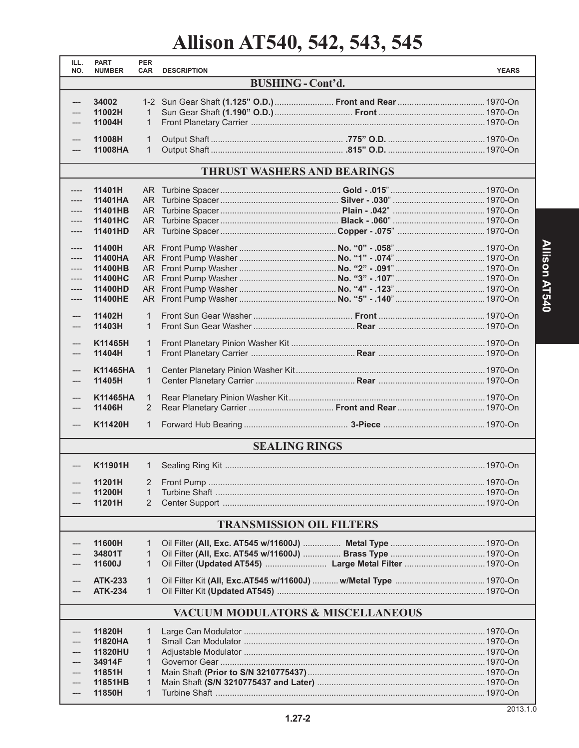# Allison AT540, 542, 543, 545

| ILL. NO. | PART NUMBER | PER CAR | DESCRIPTION | YEARS |
|---|---|---|---|---|
| | | | **BUSHING - Cont'd.** | |
| --- | **34002** | 1-2 | Sun Gear Shaft **(1.125" O.D.)** ........................ **Front and Rear** .................................... | 1970-On |
| --- | **11002H** | 1 | Sun Gear Shaft **(1.190" O.D.)** ................................ **Front** ............................................ | 1970-On |
| --- | **11004H** | 1 | Front Planetary Carrier ................................................................................................ | 1970-On |
| --- | **11008H** | 1 | Output Shaft ....................................................... **.775" O.D.** ........................................ | 1970-On |
| --- | **11008HA** | 1 | Output Shaft ....................................................... **.815" O.D.** ........................................ | 1970-On |
| | | | **THRUST WASHERS AND BEARINGS** | |
| ---- | **11401H** | AR | Turbine Spacer .................................................. **Gold - .015**" ........................................ | 1970-On |
| ---- | **11401HA** | AR | Turbine Spacer ................................................. **Silver - .030**" ...................................... | 1970-On |
| ---- | **11401HB** | AR | Turbine Spacer .................................................. **Plain - .042**" ...................................... | 1970-On |
| ---- | **11401HC** | AR | Turbine Spacer ................................................. **Black - .060**" ...................................... | 1970-On |
| ---- | **11401HD** | AR | Turbine Spacer ................................................ **Copper - .075**" .................................... | 1970-On |
| ---- | **11400H** | AR | Front Pump Washer ........................................ **No. "0" - .058**" ..................................... | 1970-On |
| ---- | **11400HA** | AR | Front Pump Washer ........................................ **No. "1" - .074**" ..................................... | 1970-On |
| ---- | **11400HB** | AR | Front Pump Washer ........................................ **No. "2" - .091**" ..................................... | 1970-On |
| ---- | **11400HC** | AR | Front Pump Washer ........................................ **No. "3" - .107**" ..................................... | 1970-On |
| ---- | **11400HD** | AR | Front Pump Washer ........................................ **No. "4" - .123**" ..................................... | 1970-On |
| ---- | **11400HE** | AR | Front Pump Washer ........................................ **No. "5" - .140**" ..................................... | 1970-On |
| --- | **11402H** | 1 | Front Sun Gear Washer .......................................... **Front** ............................................ | 1970-On |
| --- | **11403H** | 1 | Front Sun Gear Washer ........................................... **Rear** ............................................ | 1970-On |
| --- | **K11465H** | 1 | Front Planetary Pinion Washer Kit ................................................................................ | 1970-On |
| --- | **11404H** | 1 | Front Planetary Carrier ........................................... **Rear** ............................................ | 1970-On |
| --- | **K11465HA** | 1 | Center Planetary Pinion Washer Kit .............................................................................. | 1970-On |
| --- | **11405H** | 1 | Center Planetary Carrier .......................................... **Rear** ............................................ | 1970-On |
| --- | **K11465HA** | 1 | Rear Planetary Pinion Washer Kit ................................................................................. | 1970-On |
| --- | **11406H** | 2 | Rear Planetary Carrier ................................... **Front and Rear** .................................... | 1970-On |
| --- | **K11420H** | 1 | Forward Hub Bearing ........................................... **3-Piece** .......................................... | 1970-On |
| | | | **SEALING RINGS** | |
| --- | **K11901H** | 1 | Sealing Ring Kit ........................................................................................................... | 1970-On |
| --- | **11201H** | 2 | Front Pump .................................................................................................................. | 1970-On |
| --- | **11200H** | 1 | Turbine Shaft ............................................................................................................... | 1970-On |
| --- | **11201H** | 2 | Center Support ............................................................................................................ | 1970-On |
| | | | **TRANSMISSION OIL FILTERS** | |
| --- | **11600H** | 1 | Oil Filter **(All, Exc. AT545 w/11600J)** ................ **Metal Type** ....................................... | 1970-On |
| --- | **34801T** | 1 | Oil Filter **(All, Exc. AT545 w/11600J)** ................ **Brass Type** ....................................... | 1970-On |
| --- | **11600J** | 1 | Oil Filter **(Updated AT545)** .......................... **Large Metal Filter** ................................. | 1970-On |
| --- | **ATK-233** | 1 | Oil Filter Kit **(All, Exc.AT545 w/11600J)** ........... **w/Metal Type** ..................................... | 1970-On |
| --- | **ATK-234** | 1 | Oil Filter Kit **(Updated AT545)** ...................................................................................... | 1970-On |
| | | | **VACUUM MODULATORS & MISCELLANEOUS** | |
| --- | **11820H** | 1 | Large Can Modulator ................................................................................................... | 1970-On |
| --- | **11820HA** | 1 | Small Can Modulator ................................................................................................... | 1970-On |
| --- | **11820HU** | 1 | Adjustable Modulator ................................................................................................... | 1970-On |
| --- | **34914F** | 1 | Governor Gear ............................................................................................................. | 1970-On |
| --- | **11851H** | 1 | Main Shaft **(Prior to S/N 3210775437)** .......................................................................... | 1970-On |
| --- | **11851HB** | 1 | Main Shaft **(S/N 3210775437 and Later)** ..................................................................... | 1970-On |
| --- | **11850H** | 1 | Turbine Shaft ............................................................................................................... | 1970-On |

2013.1.0